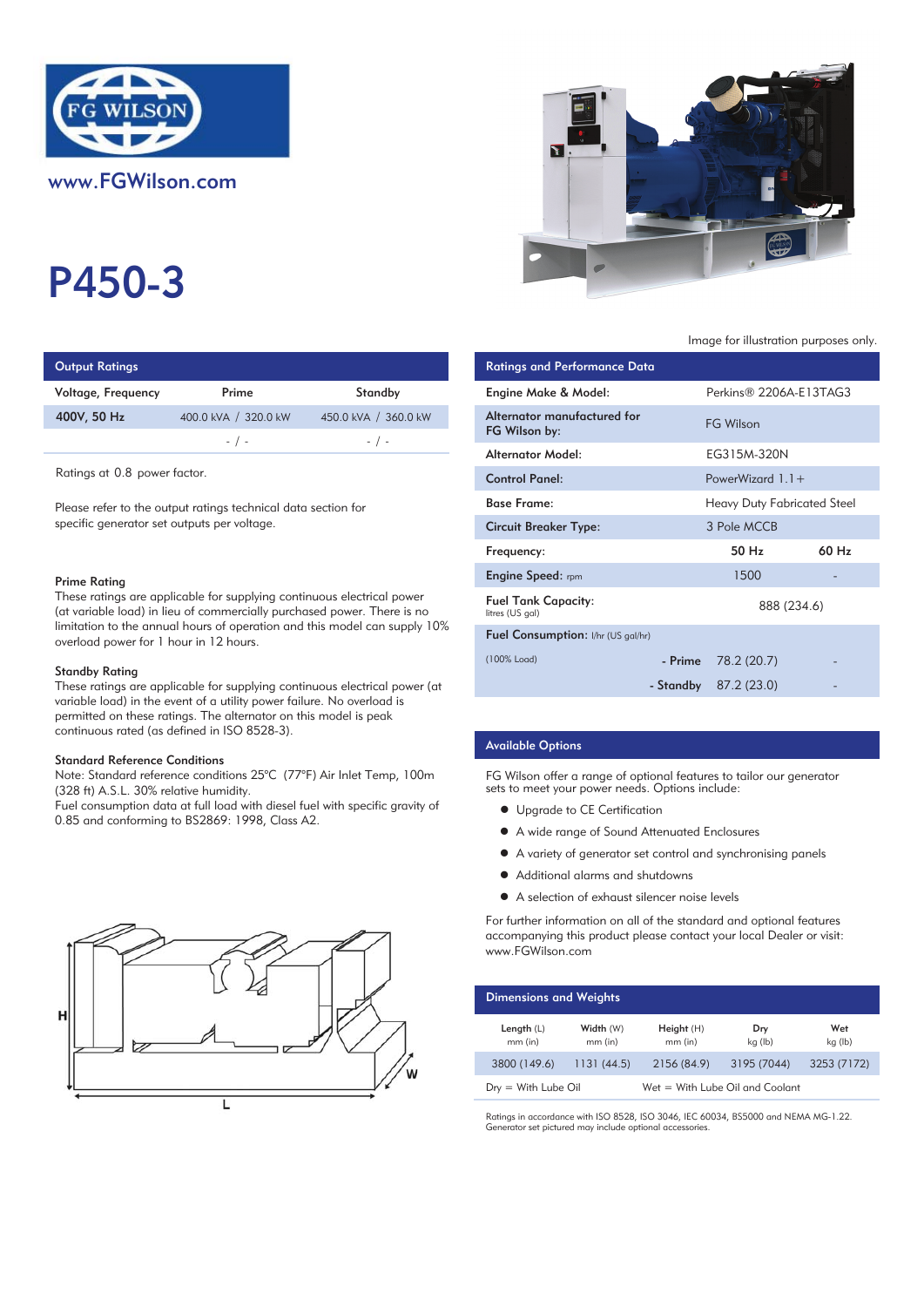www.FGWilson.com

# P450-3

Image for illustration purposes only.

## Output Ratings

| Voltage, Frequency | Prime | Standby |
|---|---|---|
| 400V, 50 Hz | 400.0 kVA / 320.0 kW | 450.0 kVA / 360.0 kW |
| | - / - | - / - |

Ratings at 0.8 power factor.

Please refer to the output ratings technical data section for specific generator set outputs per voltage.

### Prime Rating

These ratings are applicable for supplying continuous electrical power (at variable load) in lieu of commercially purchased power. There is no limitation to the annual hours of operation and this model can supply 10% overload power for 1 hour in 12 hours.

### Standby Rating

These ratings are applicable for supplying continuous electrical power (at variable load) in the event of a utility power failure. No overload is permitted on these ratings. The alternator on this model is peak continuous rated (as defined in ISO 8528-3).

### Standard Reference Conditions

Note: Standard reference conditions 25°C (77°F) Air Inlet Temp, 100m (328 ft) A.S.L. 30% relative humidity.
Fuel consumption data at full load with diesel fuel with specific gravity of 0.85 and conforming to BS2869: 1998, Class A2.

## Ratings and Performance Data

| | | |
|---|---|---|
| Engine Make & Model: | Perkins® 2206A-E13TAG3 | |
| Alternator manufactured for FG Wilson by: | FG Wilson | |
| Alternator Model: | EG315M-320N | |
| Control Panel: | PowerWizard 1.1+ | |
| Base Frame: | Heavy Duty Fabricated Steel | |
| Circuit Breaker Type: | 3 Pole MCCB | |
| Frequency: | 50 Hz | 60 Hz |
| Engine Speed: rpm | 1500 | - |
| Fuel Tank Capacity: litres (US gal) | 888 (234.6) | |
| Fuel Consumption: l/hr (US gal/hr) | | |
| (100% Load) - Prime | 78.2 (20.7) | - |
| - Standby | 87.2 (23.0) | - |

## Available Options

FG Wilson offer a range of optional features to tailor our generator sets to meet your power needs. Options include:

- Upgrade to CE Certification
- A wide range of Sound Attenuated Enclosures
- A variety of generator set control and synchronising panels
- Additional alarms and shutdowns
- A selection of exhaust silencer noise levels

For further information on all of the standard and optional features accompanying this product please contact your local Dealer or visit: www.FGWilson.com

## Dimensions and Weights

| Length (L) mm (in) | Width (W) mm (in) | Height (H) mm (in) | Dry kg (lb) | Wet kg (lb) |
|---|---|---|---|---|
| 3800 (149.6) | 1131 (44.5) | 2156 (84.9) | 3195 (7044) | 3253 (7172) |

Dry = With Lube Oil     Wet = With Lube Oil and Coolant

Ratings in accordance with ISO 8528, ISO 3046, IEC 60034, BS5000 and NEMA MG-1.22.
Generator set pictured may include optional accessories.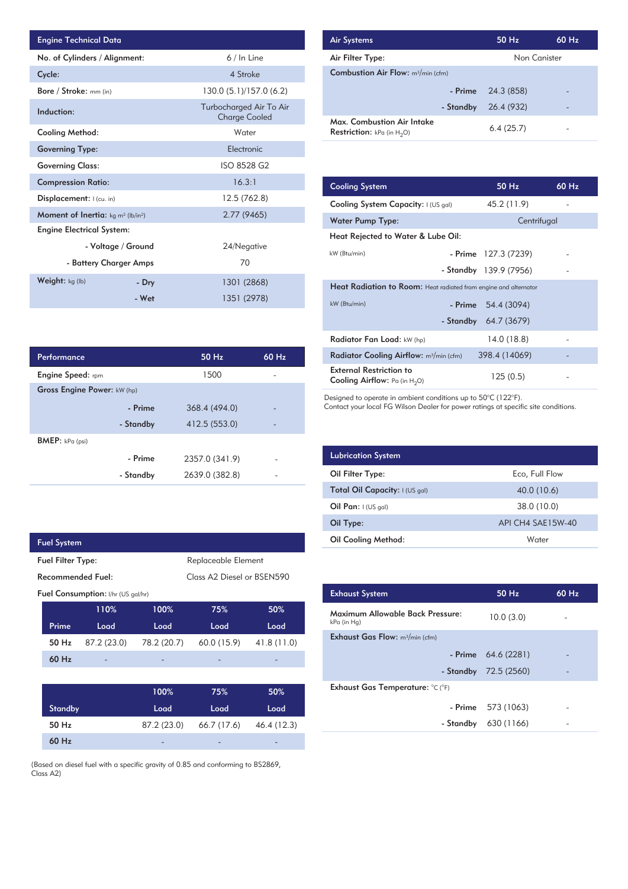| Engine Technical Data | |
|---|---|
| No. of Cylinders / Alignment: | 6 / In Line |
| Cycle: | 4 Stroke |
| Bore / Stroke: mm (in) | 130.0 (5.1)/157.0 (6.2) |
| Induction: | Turbocharged Air To Air Charge Cooled |
| Cooling Method: | Water |
| Governing Type: | Electronic |
| Governing Class: | ISO 8528 G2 |
| Compression Ratio: | 16.3:1 |
| Displacement: l (cu. in) | 12.5 (762.8) |
| Moment of Inertia: kg m² (lb/in²) | 2.77 (9465) |
| Engine Electrical System: | |
| - Voltage / Ground | 24/Negative |
| - Battery Charger Amps | 70 |
| Weight: kg (lb) - Dry | 1301 (2868) |
| - Wet | 1351 (2978) |

| Performance | | 50 Hz | 60 Hz |
|---|---|---|---|
| Engine Speed: rpm | | 1500 | - |
| Gross Engine Power: kW (hp) | | | |
| | - Prime | 368.4 (494.0) | - |
| | - Standby | 412.5 (553.0) | - |
| BMEP: kPa (psi) | | | |
| | - Prime | 2357.0 (341.9) | - |
| | - Standby | 2639.0 (382.8) | - |

| Fuel System | |
|---|---|
| Fuel Filter Type: | Replaceable Element |
| Recommended Fuel: | Class A2 Diesel or BSEN590 |

Fuel Consumption: l/hr (US gal/hr)

| Prime | 110% Load | 100% Load | 75% Load | 50% Load |
|---|---|---|---|---|
| 50 Hz | 87.2 (23.0) | 78.2 (20.7) | 60.0 (15.9) | 41.8 (11.0) |
| 60 Hz | - | - | - | - |

| Standby | 100% Load | 75% Load | 50% Load |
|---|---|---|---|
| 50 Hz | 87.2 (23.0) | 66.7 (17.6) | 46.4 (12.3) |
| 60 Hz | - | - | - |

(Based on diesel fuel with a specific gravity of 0.85 and conforming to BS2869, Class A2)

| Air Systems | | 50 Hz | 60 Hz |
|---|---|---|---|
| Air Filter Type: | | Non Canister | |
| Combustion Air Flow: m³/min (cfm) | | | |
| | - Prime | 24.3 (858) | - |
| | - Standby | 26.4 (932) | - |
| Max. Combustion Air Intake Restriction: kPa (in $H_2O$) | | 6.4 (25.7) | - |

| Cooling System | | 50 Hz | 60 Hz |
|---|---|---|---|
| Cooling System Capacity: l (US gal) | | 45.2 (11.9) | - |
| Water Pump Type: | | Centrifugal | |
| Heat Rejected to Water & Lube Oil: | | | |
| kW (Btu/min) | - Prime | 127.3 (7239) | - |
| | - Standby | 139.9 (7956) | - |
| Heat Radiation to Room: Heat radiated from engine and alternator | | | |
| kW (Btu/min) | - Prime | 54.4 (3094) | |
| | - Standby | 64.7 (3679) | |
| Radiator Fan Load: kW (hp) | | 14.0 (18.8) | - |
| Radiator Cooling Airflow: m³/min (cfm) | | 398.4 (14069) | - |
| External Restriction to Cooling Airflow: Pa (in $H_2O$) | | 125 (0.5) | - |

Designed to operate in ambient conditions up to 50°C (122°F).
Contact your local FG Wilson Dealer for power ratings at specific site conditions.

| Lubrication System | |
|---|---|
| Oil Filter Type: | Eco, Full Flow |
| Total Oil Capacity: l (US gal) | 40.0 (10.6) |
| Oil Pan: l (US gal) | 38.0 (10.0) |
| Oil Type: | API CH4 SAE15W-40 |
| Oil Cooling Method: | Water |

| Exhaust System | | 50 Hz | 60 Hz |
|---|---|---|---|
| Maximum Allowable Back Pressure: kPa (in Hg) | | 10.0 (3.0) | - |
| Exhaust Gas Flow: m³/min (cfm) | | | |
| | - Prime | 64.6 (2281) | - |
| | - Standby | 72.5 (2560) | - |
| Exhaust Gas Temperature: °C (°F) | | | |
| | - Prime | 573 (1063) | - |
| | - Standby | 630 (1166) | - |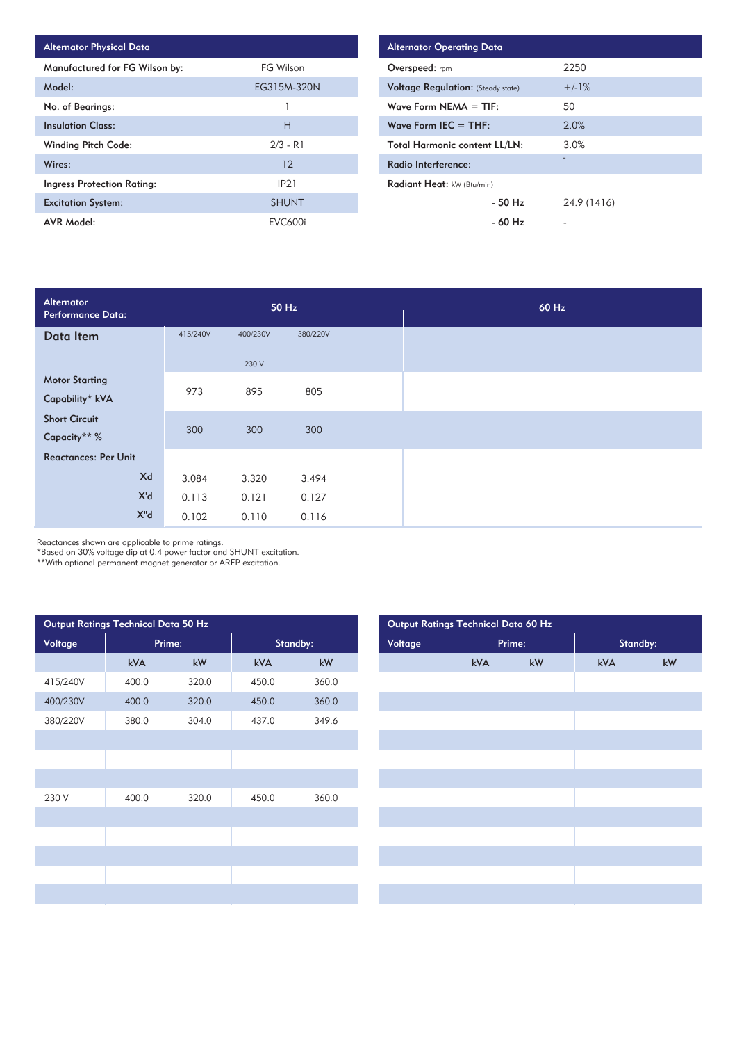| Alternator Physical Data | |
|---|---|
| Manufactured for FG Wilson by: | FG Wilson |
| Model: | EG315M-320N |
| No. of Bearings: | 1 |
| Insulation Class: | H |
| Winding Pitch Code: | 2/3 - R1 |
| Wires: | 12 |
| Ingress Protection Rating: | IP21 |
| Excitation System: | SHUNT |
| AVR Model: | EVC600i |

| Alternator Operating Data | |
|---|---|
| Overspeed: rpm | 2250 |
| Voltage Regulation: (Steady state) | +/-1% |
| Wave Form NEMA = TIF: | 50 |
| Wave Form IEC = THF: | 2.0% |
| Total Harmonic content LL/LN: | 3.0% |
| Radio Interference: | - |
| Radiant Heat: kW (Btu/min) | |
| - 50 Hz | 24.9 (1416) |
| - 60 Hz | - |

| Alternator Performance Data: | 50 Hz | | | 60 Hz |
|---|---|---|---|---|
| Data Item | 415/240V | 400/230V<br>230 V | 380/220V | |
| Motor Starting Capability* kVA | 973 | 895 | 805 | |
| Short Circuit Capacity** % | 300 | 300 | 300 | |
| Reactances: Per Unit | | | | |
| Xd | 3.084 | 3.320 | 3.494 | |
| X'd | 0.113 | 0.121 | 0.127 | |
| X"d | 0.102 | 0.110 | 0.116 | |

Reactances shown are applicable to prime ratings.
*Based on 30% voltage dip at 0.4 power factor and SHUNT excitation.
**With optional permanent magnet generator or AREP excitation.

| Output Ratings Technical Data 50 Hz | | | | |
|---|---|---|---|---|
| Voltage | Prime: | | Standby: | |
| | kVA | kW | kVA | kW |
| 415/240V | 400.0 | 320.0 | 450.0 | 360.0 |
| 400/230V | 400.0 | 320.0 | 450.0 | 360.0 |
| 380/220V | 380.0 | 304.0 | 437.0 | 349.6 |
| 230 V | 400.0 | 320.0 | 450.0 | 360.0 |

| Output Ratings Technical Data 60 Hz | | | | |
|---|---|---|---|---|
| Voltage | Prime: | | Standby: | |
| | kVA | kW | kVA | kW |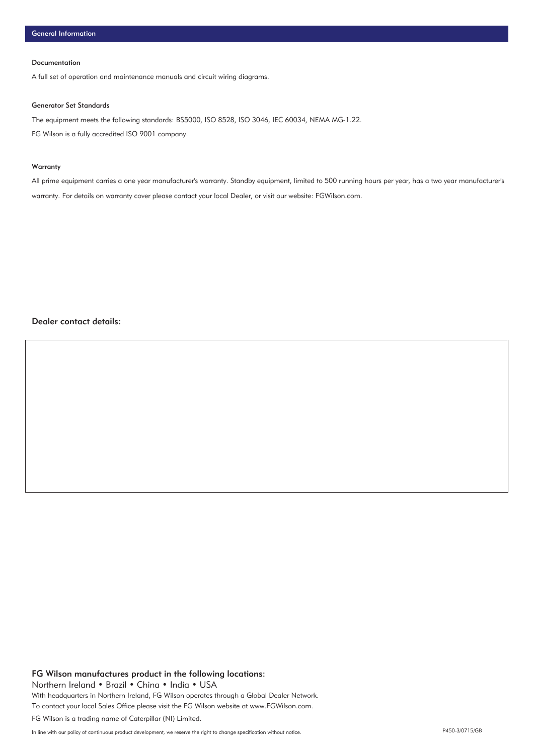## General Information

### Documentation

A full set of operation and maintenance manuals and circuit wiring diagrams.

### Generator Set Standards

The equipment meets the following standards: BS5000, ISO 8528, ISO 3046, IEC 60034, NEMA MG-1.22.

FG Wilson is a fully accredited ISO 9001 company.

### Warranty

All prime equipment carries a one year manufacturer's warranty. Standby equipment, limited to 500 running hours per year, has a two year manufacturer's warranty. For details on warranty cover please contact your local Dealer, or visit our website: FGWilson.com.

### Dealer contact details:

### FG Wilson manufactures product in the following locations:

Northern Ireland • Brazil • China • India • USA

With headquarters in Northern Ireland, FG Wilson operates through a Global Dealer Network.

To contact your local Sales Office please visit the FG Wilson website at www.FGWilson.com.

FG Wilson is a trading name of Caterpillar (NI) Limited.

In line with our policy of continuous product development, we reserve the right to change specification without notice.

P450-3/0715/GB